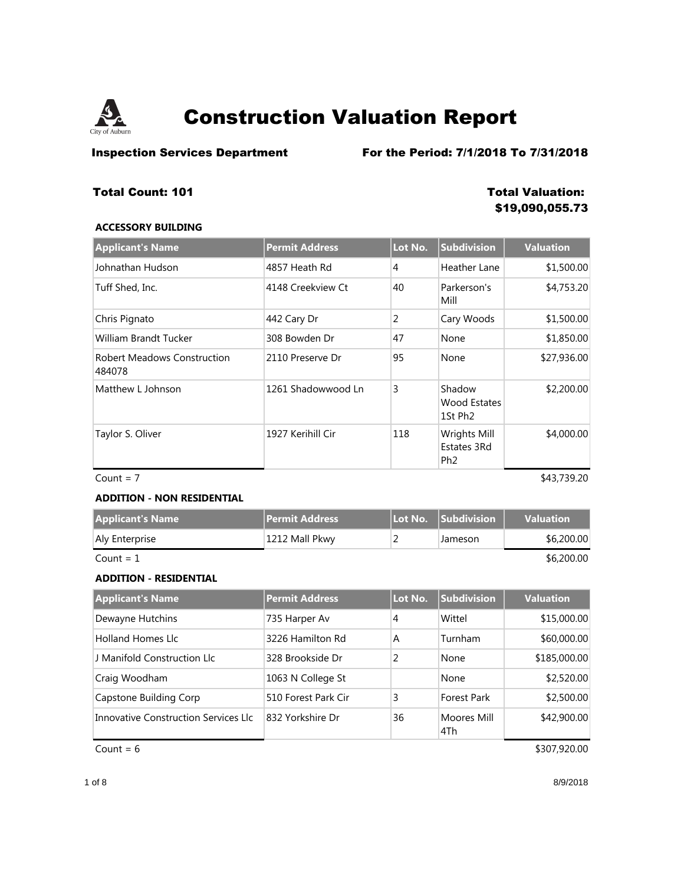# Construction Valuation Report

**Inspection Services Department** **For the Period: 7/1/2018 To 7/31/2018**

**Total Count: 101** **Total Valuation: $19,090,055.73**

### ACCESSORY BUILDING

| Applicant's Name | Permit Address | Lot No. | Subdivision | Valuation |
|---|---|---|---|---|
| Johnathan Hudson | 4857 Heath Rd | 4 | Heather Lane | $1,500.00 |
| Tuff Shed, Inc. | 4148 Creekview Ct | 40 | Parkerson's Mill | $4,753.20 |
| Chris Pignato | 442 Cary Dr | 2 | Cary Woods | $1,500.00 |
| William Brandt Tucker | 308 Bowden Dr | 47 | None | $1,850.00 |
| Robert Meadows Construction 484078 | 2110 Preserve Dr | 95 | None | $27,936.00 |
| Matthew L Johnson | 1261 Shadowwood Ln | 3 | Shadow Wood Estates 1St Ph2 | $2,200.00 |
| Taylor S. Oliver | 1927 Kerihill Cir | 118 | Wrights Mill Estates 3Rd Ph2 | $4,000.00 |
| Count = 7 | | | | $43,739.20 |

### ADDITION - NON RESIDENTIAL

| Applicant's Name | Permit Address | Lot No. | Subdivision | Valuation |
|---|---|---|---|---|
| Aly Enterprise | 1212 Mall Pkwy | 2 | Jameson | $6,200.00 |
| Count = 1 | | | | $6,200.00 |

### ADDITION - RESIDENTIAL

| Applicant's Name | Permit Address | Lot No. | Subdivision | Valuation |
|---|---|---|---|---|
| Dewayne Hutchins | 735 Harper Av | 4 | Wittel | $15,000.00 |
| Holland Homes Llc | 3226 Hamilton Rd | A | Turnham | $60,000.00 |
| J Manifold Construction Llc | 328 Brookside Dr | 2 | None | $185,000.00 |
| Craig Woodham | 1063 N College St | | None | $2,520.00 |
| Capstone Building Corp | 510 Forest Park Cir | 3 | Forest Park | $2,500.00 |
| Innovative Construction Services Llc | 832 Yorkshire Dr | 36 | Moores Mill 4Th | $42,900.00 |
| Count = 6 | | | | $307,920.00 |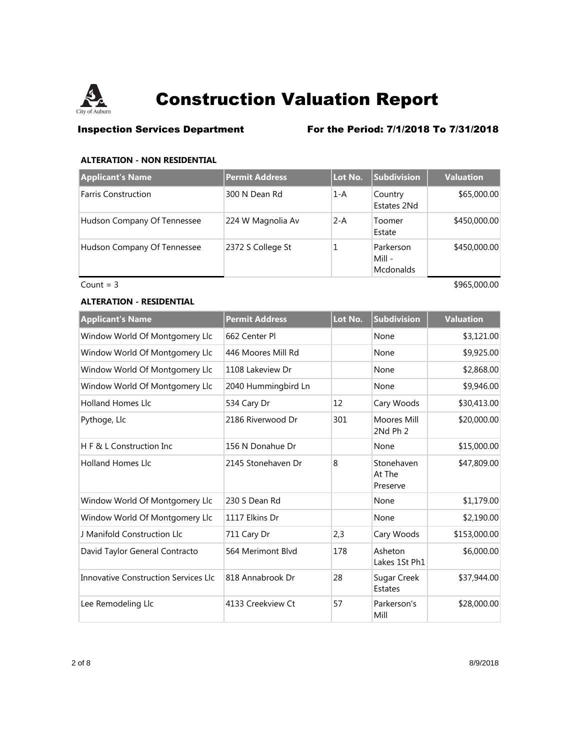# Construction Valuation Report

**Inspection Services Department** **For the Period: 7/1/2018 To 7/31/2018**

### ALTERATION - NON RESIDENTIAL

| Applicant's Name | Permit Address | Lot No. | Subdivision | Valuation |
|---|---|---|---|---|
| Farris Construction | 300 N Dean Rd | 1-A | Country Estates 2Nd | $65,000.00 |
| Hudson Company Of Tennessee | 224 W Magnolia Av | 2-A | Toomer Estate | $450,000.00 |
| Hudson Company Of Tennessee | 2372 S College St | 1 | Parkerson Mill - Mcdonalds | $450,000.00 |

Count = 3 $965,000.00

### ALTERATION - RESIDENTIAL

| Applicant's Name | Permit Address | Lot No. | Subdivision | Valuation |
|---|---|---|---|---|
| Window World Of Montgomery Llc | 662 Center Pl | | None | $3,121.00 |
| Window World Of Montgomery Llc | 446 Moores Mill Rd | | None | $9,925.00 |
| Window World Of Montgomery Llc | 1108 Lakeview Dr | | None | $2,868.00 |
| Window World Of Montgomery Llc | 2040 Hummingbird Ln | | None | $9,946.00 |
| Holland Homes Llc | 534 Cary Dr | 12 | Cary Woods | $30,413.00 |
| Pythoge, Llc | 2186 Riverwood Dr | 301 | Moores Mill 2Nd Ph 2 | $20,000.00 |
| H F & L Construction Inc | 156 N Donahue Dr | | None | $15,000.00 |
| Holland Homes Llc | 2145 Stonehaven Dr | 8 | Stonehaven At The Preserve | $47,809.00 |
| Window World Of Montgomery Llc | 230 S Dean Rd | | None | $1,179.00 |
| Window World Of Montgomery Llc | 1117 Elkins Dr | | None | $2,190.00 |
| J Manifold Construction Llc | 711 Cary Dr | 2,3 | Cary Woods | $153,000.00 |
| David Taylor General Contracto | 564 Merimont Blvd | 178 | Asheton Lakes 1St Ph1 | $6,000.00 |
| Innovative Construction Services Llc | 818 Annabrook Dr | 28 | Sugar Creek Estates | $37,944.00 |
| Lee Remodeling Llc | 4133 Creekview Ct | 57 | Parkerson's Mill | $28,000.00 |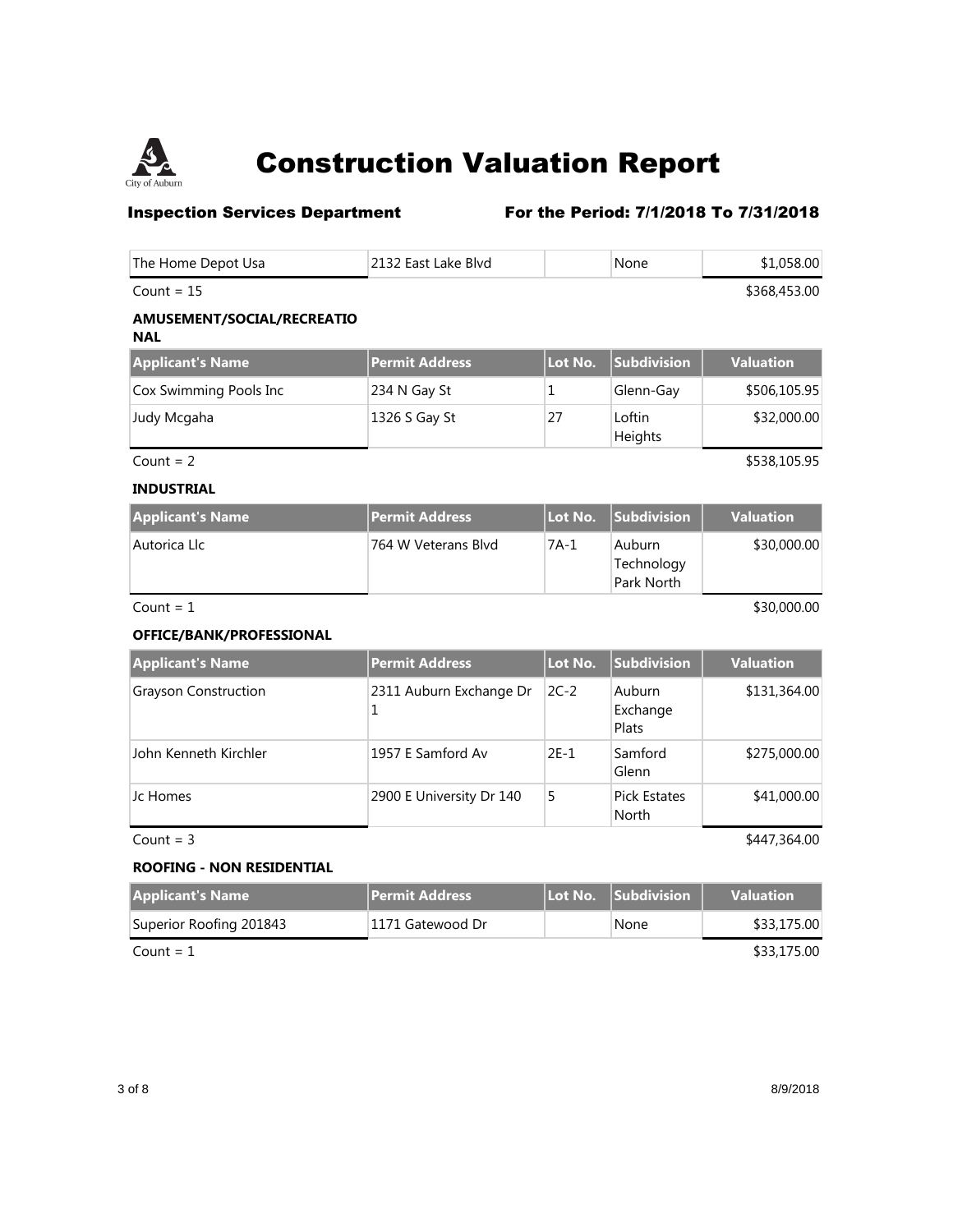# Construction Valuation Report

**Inspection Services Department** **For the Period: 7/1/2018 To 7/31/2018**

| | | | | |
|---|---|---|---|---|
| The Home Depot Usa | 2132 East Lake Blvd | | None | $1,058.00 |

Count = 15 $368,453.00

### AMUSEMENT/SOCIAL/RECREATIONAL

| Applicant's Name | Permit Address | Lot No. | Subdivision | Valuation |
|---|---|---|---|---|
| Cox Swimming Pools Inc | 234 N Gay St | 1 | Glenn-Gay | $506,105.95 |
| Judy Mcgaha | 1326 S Gay St | 27 | Loftin Heights | $32,000.00 |

Count = 2 $538,105.95

### INDUSTRIAL

| Applicant's Name | Permit Address | Lot No. | Subdivision | Valuation |
|---|---|---|---|---|
| Autorica Llc | 764 W Veterans Blvd | 7A-1 | Auburn Technology Park North | $30,000.00 |

Count = 1 $30,000.00

### OFFICE/BANK/PROFESSIONAL

| Applicant's Name | Permit Address | Lot No. | Subdivision | Valuation |
|---|---|---|---|---|
| Grayson Construction | 2311 Auburn Exchange Dr 1 | 2C-2 | Auburn Exchange Plats | $131,364.00 |
| John Kenneth Kirchler | 1957 E Samford Av | 2E-1 | Samford Glenn | $275,000.00 |
| Jc Homes | 2900 E University Dr 140 | 5 | Pick Estates North | $41,000.00 |

Count = 3 $447,364.00

### ROOFING - NON RESIDENTIAL

| Applicant's Name | Permit Address | Lot No. | Subdivision | Valuation |
|---|---|---|---|---|
| Superior Roofing 201843 | 1171 Gatewood Dr | | None | $33,175.00 |

Count = 1 $33,175.00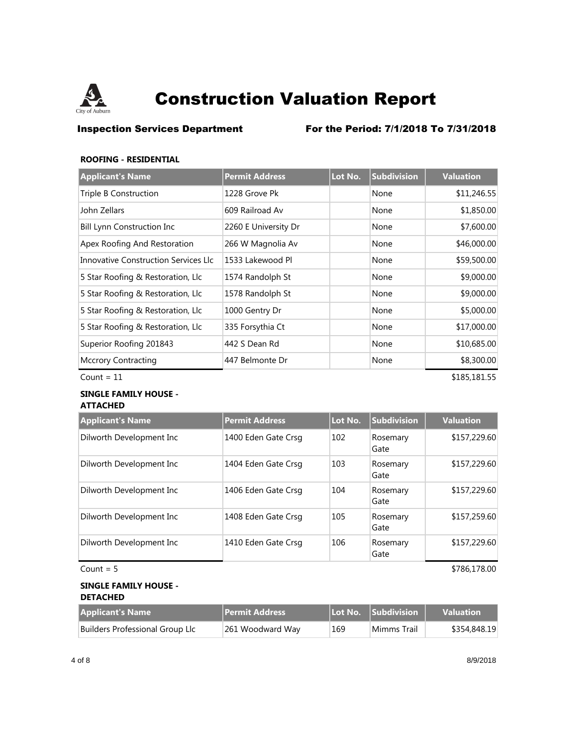# Construction Valuation Report

**Inspection Services Department** **For the Period: 7/1/2018 To 7/31/2018**

### ROOFING - RESIDENTIAL

| Applicant's Name | Permit Address | Lot No. | Subdivision | Valuation |
|---|---|---|---|---|
| Triple B Construction | 1228 Grove Pk | | None | $11,246.55 |
| John Zellars | 609 Railroad Av | | None | $1,850.00 |
| Bill Lynn Construction Inc | 2260 E University Dr | | None | $7,600.00 |
| Apex Roofing And Restoration | 266 W Magnolia Av | | None | $46,000.00 |
| Innovative Construction Services Llc | 1533 Lakewood Pl | | None | $59,500.00 |
| 5 Star Roofing & Restoration, Llc | 1574 Randolph St | | None | $9,000.00 |
| 5 Star Roofing & Restoration, Llc | 1578 Randolph St | | None | $9,000.00 |
| 5 Star Roofing & Restoration, Llc | 1000 Gentry Dr | | None | $5,000.00 |
| 5 Star Roofing & Restoration, Llc | 335 Forsythia Ct | | None | $17,000.00 |
| Superior Roofing 201843 | 442 S Dean Rd | | None | $10,685.00 |
| Mccrory Contracting | 447 Belmonte Dr | | None | $8,300.00 |
| Count = 11 | | | | $185,181.55 |

### SINGLE FAMILY HOUSE - ATTACHED

| Applicant's Name | Permit Address | Lot No. | Subdivision | Valuation |
|---|---|---|---|---|
| Dilworth Development Inc | 1400 Eden Gate Crsg | 102 | Rosemary Gate | $157,229.60 |
| Dilworth Development Inc | 1404 Eden Gate Crsg | 103 | Rosemary Gate | $157,229.60 |
| Dilworth Development Inc | 1406 Eden Gate Crsg | 104 | Rosemary Gate | $157,229.60 |
| Dilworth Development Inc | 1408 Eden Gate Crsg | 105 | Rosemary Gate | $157,259.60 |
| Dilworth Development Inc | 1410 Eden Gate Crsg | 106 | Rosemary Gate | $157,229.60 |
| Count = 5 | | | | $786,178.00 |

### SINGLE FAMILY HOUSE - DETACHED

| Applicant's Name | Permit Address | Lot No. | Subdivision | Valuation |
|---|---|---|---|---|
| Builders Professional Group Llc | 261 Woodward Way | 169 | Mimms Trail | $354,848.19 |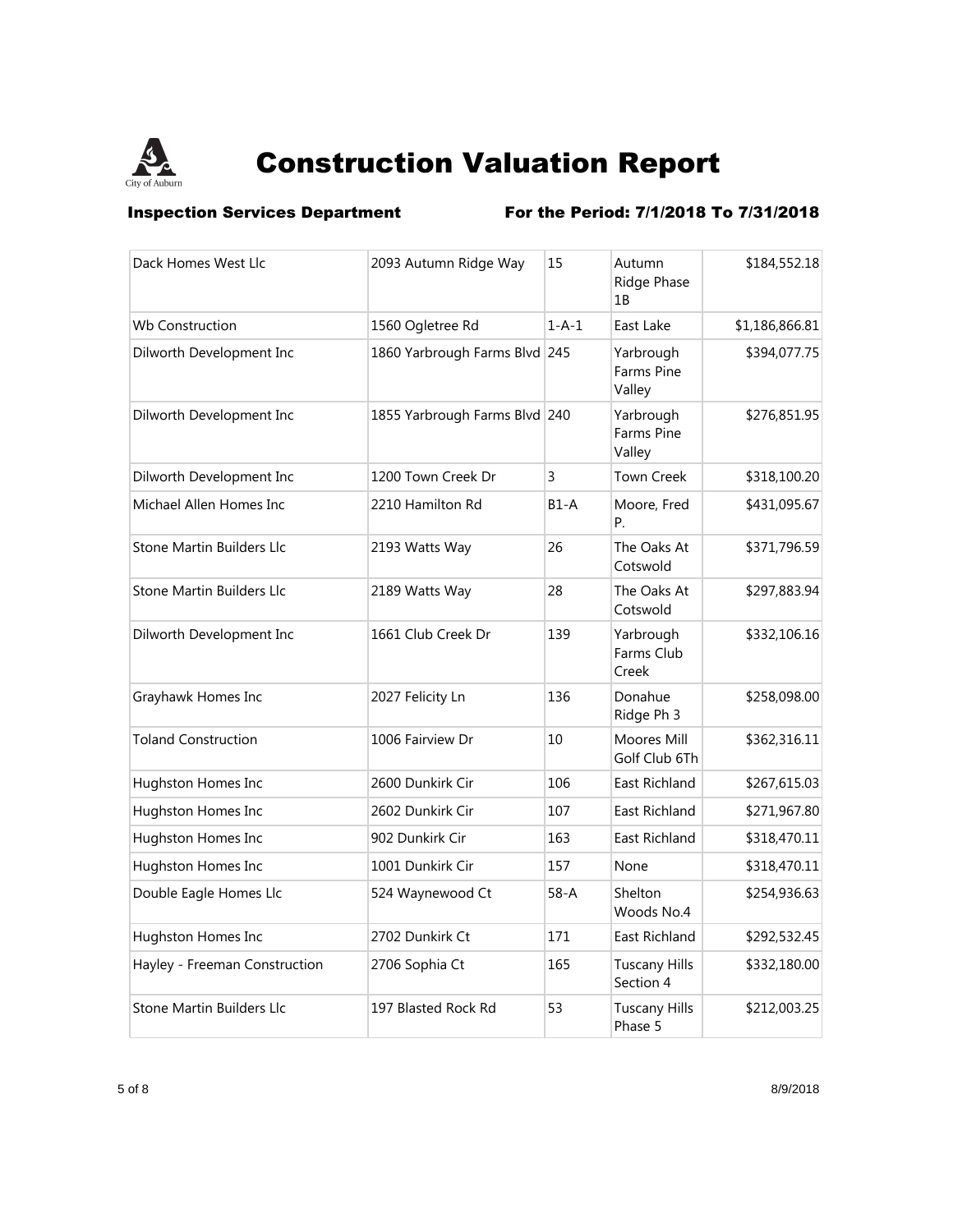# Construction Valuation Report

**Inspection Services Department** **For the Period: 7/1/2018 To 7/31/2018**

| | | | | |
|---|---|---|---|---|
| Dack Homes West Llc | 2093 Autumn Ridge Way | 15 | Autumn Ridge Phase 1B | $184,552.18 |
| Wb Construction | 1560 Ogletree Rd | 1-A-1 | East Lake | $1,186,866.81 |
| Dilworth Development Inc | 1860 Yarbrough Farms Blvd | 245 | Yarbrough Farms Pine Valley | $394,077.75 |
| Dilworth Development Inc | 1855 Yarbrough Farms Blvd | 240 | Yarbrough Farms Pine Valley | $276,851.95 |
| Dilworth Development Inc | 1200 Town Creek Dr | 3 | Town Creek | $318,100.20 |
| Michael Allen Homes Inc | 2210 Hamilton Rd | B1-A | Moore, Fred P. | $431,095.67 |
| Stone Martin Builders Llc | 2193 Watts Way | 26 | The Oaks At Cotswold | $371,796.59 |
| Stone Martin Builders Llc | 2189 Watts Way | 28 | The Oaks At Cotswold | $297,883.94 |
| Dilworth Development Inc | 1661 Club Creek Dr | 139 | Yarbrough Farms Club Creek | $332,106.16 |
| Grayhawk Homes Inc | 2027 Felicity Ln | 136 | Donahue Ridge Ph 3 | $258,098.00 |
| Toland Construction | 1006 Fairview Dr | 10 | Moores Mill Golf Club 6Th | $362,316.11 |
| Hughston Homes Inc | 2600 Dunkirk Cir | 106 | East Richland | $267,615.03 |
| Hughston Homes Inc | 2602 Dunkirk Cir | 107 | East Richland | $271,967.80 |
| Hughston Homes Inc | 902 Dunkirk Cir | 163 | East Richland | $318,470.11 |
| Hughston Homes Inc | 1001 Dunkirk Cir | 157 | None | $318,470.11 |
| Double Eagle Homes Llc | 524 Waynewood Ct | 58-A | Shelton Woods No.4 | $254,936.63 |
| Hughston Homes Inc | 2702 Dunkirk Ct | 171 | East Richland | $292,532.45 |
| Hayley - Freeman Construction | 2706 Sophia Ct | 165 | Tuscany Hills Section 4 | $332,180.00 |
| Stone Martin Builders Llc | 197 Blasted Rock Rd | 53 | Tuscany Hills Phase 5 | $212,003.25 |

8/9/2018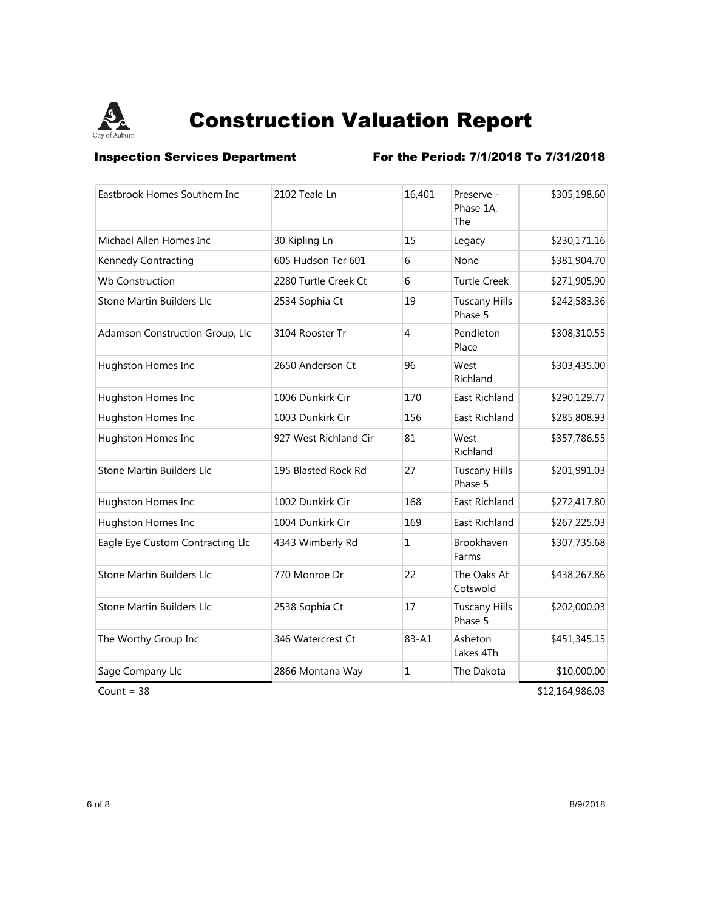# Construction Valuation Report

City of Auburn

**Inspection Services Department** **For the Period: 7/1/2018 To 7/31/2018**

| | | | | |
|---|---|---|---|---|
| Eastbrook Homes Southern Inc | 2102 Teale Ln | 16,401 | Preserve - Phase 1A, The | $305,198.60 |
| Michael Allen Homes Inc | 30 Kipling Ln | 15 | Legacy | $230,171.16 |
| Kennedy Contracting | 605 Hudson Ter 601 | 6 | None | $381,904.70 |
| Wb Construction | 2280 Turtle Creek Ct | 6 | Turtle Creek | $271,905.90 |
| Stone Martin Builders Llc | 2534 Sophia Ct | 19 | Tuscany Hills Phase 5 | $242,583.36 |
| Adamson Construction Group, Llc | 3104 Rooster Tr | 4 | Pendleton Place | $308,310.55 |
| Hughston Homes Inc | 2650 Anderson Ct | 96 | West Richland | $303,435.00 |
| Hughston Homes Inc | 1006 Dunkirk Cir | 170 | East Richland | $290,129.77 |
| Hughston Homes Inc | 1003 Dunkirk Cir | 156 | East Richland | $285,808.93 |
| Hughston Homes Inc | 927 West Richland Cir | 81 | West Richland | $357,786.55 |
| Stone Martin Builders Llc | 195 Blasted Rock Rd | 27 | Tuscany Hills Phase 5 | $201,991.03 |
| Hughston Homes Inc | 1002 Dunkirk Cir | 168 | East Richland | $272,417.80 |
| Hughston Homes Inc | 1004 Dunkirk Cir | 169 | East Richland | $267,225.03 |
| Eagle Eye Custom Contracting Llc | 4343 Wimberly Rd | 1 | Brookhaven Farms | $307,735.68 |
| Stone Martin Builders Llc | 770 Monroe Dr | 22 | The Oaks At Cotswold | $438,267.86 |
| Stone Martin Builders Llc | 2538 Sophia Ct | 17 | Tuscany Hills Phase 5 | $202,000.03 |
| The Worthy Group Inc | 346 Watercrest Ct | 83-A1 | Asheton Lakes 4Th | $451,345.15 |
| Sage Company Llc | 2866 Montana Way | 1 | The Dakota | $10,000.00 |
| Count = 38 | | | | $12,164,986.03 |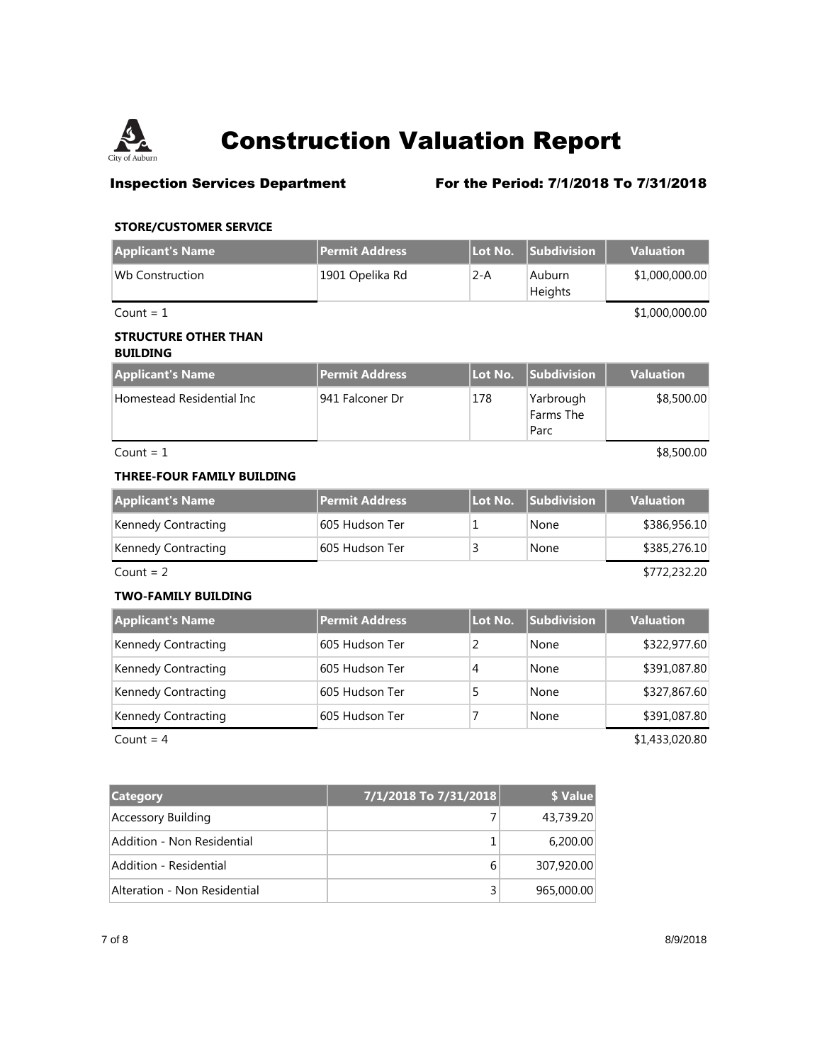# Construction Valuation Report

**Inspection Services Department** **For the Period: 7/1/2018 To 7/31/2018**

### STORE/CUSTOMER SERVICE

| Applicant's Name | Permit Address | Lot No. | Subdivision | Valuation |
|---|---|---|---|---|
| Wb Construction | 1901 Opelika Rd | 2-A | Auburn Heights | $1,000,000.00 |
| Count = 1 | | | | $1,000,000.00 |

### STRUCTURE OTHER THAN BUILDING

| Applicant's Name | Permit Address | Lot No. | Subdivision | Valuation |
|---|---|---|---|---|
| Homestead Residential Inc | 941 Falconer Dr | 178 | Yarbrough Farms The Parc | $8,500.00 |
| Count = 1 | | | | $8,500.00 |

### THREE-FOUR FAMILY BUILDING

| Applicant's Name | Permit Address | Lot No. | Subdivision | Valuation |
|---|---|---|---|---|
| Kennedy Contracting | 605 Hudson Ter | 1 | None | $386,956.10 |
| Kennedy Contracting | 605 Hudson Ter | 3 | None | $385,276.10 |
| Count = 2 | | | | $772,232.20 |

### TWO-FAMILY BUILDING

| Applicant's Name | Permit Address | Lot No. | Subdivision | Valuation |
|---|---|---|---|---|
| Kennedy Contracting | 605 Hudson Ter | 2 | None | $322,977.60 |
| Kennedy Contracting | 605 Hudson Ter | 4 | None | $391,087.80 |
| Kennedy Contracting | 605 Hudson Ter | 5 | None | $327,867.60 |
| Kennedy Contracting | 605 Hudson Ter | 7 | None | $391,087.80 |
| Count = 4 | | | | $1,433,020.80 |

| Category | 7/1/2018 To 7/31/2018 | $ Value |
|---|---|---|
| Accessory Building | 7 | 43,739.20 |
| Addition - Non Residential | 1 | 6,200.00 |
| Addition - Residential | 6 | 307,920.00 |
| Alteration - Non Residential | 3 | 965,000.00 |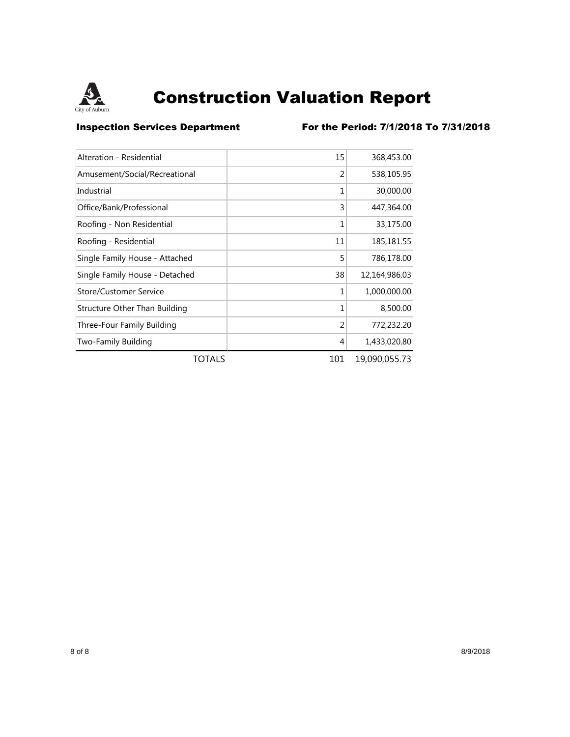# Construction Valuation Report

**Inspection Services Department**

**For the Period: 7/1/2018 To 7/31/2018**

| | | |
|---|---|---|
| Alteration - Residential | 15 | 368,453.00 |
| Amusement/Social/Recreational | 2 | 538,105.95 |
| Industrial | 1 | 30,000.00 |
| Office/Bank/Professional | 3 | 447,364.00 |
| Roofing - Non Residential | 1 | 33,175.00 |
| Roofing - Residential | 11 | 185,181.55 |
| Single Family House - Attached | 5 | 786,178.00 |
| Single Family House - Detached | 38 | 12,164,986.03 |
| Store/Customer Service | 1 | 1,000,000.00 |
| Structure Other Than Building | 1 | 8,500.00 |
| Three-Four Family Building | 2 | 772,232.20 |
| Two-Family Building | 4 | 1,433,020.80 |
| TOTALS | 101 | 19,090,055.73 |